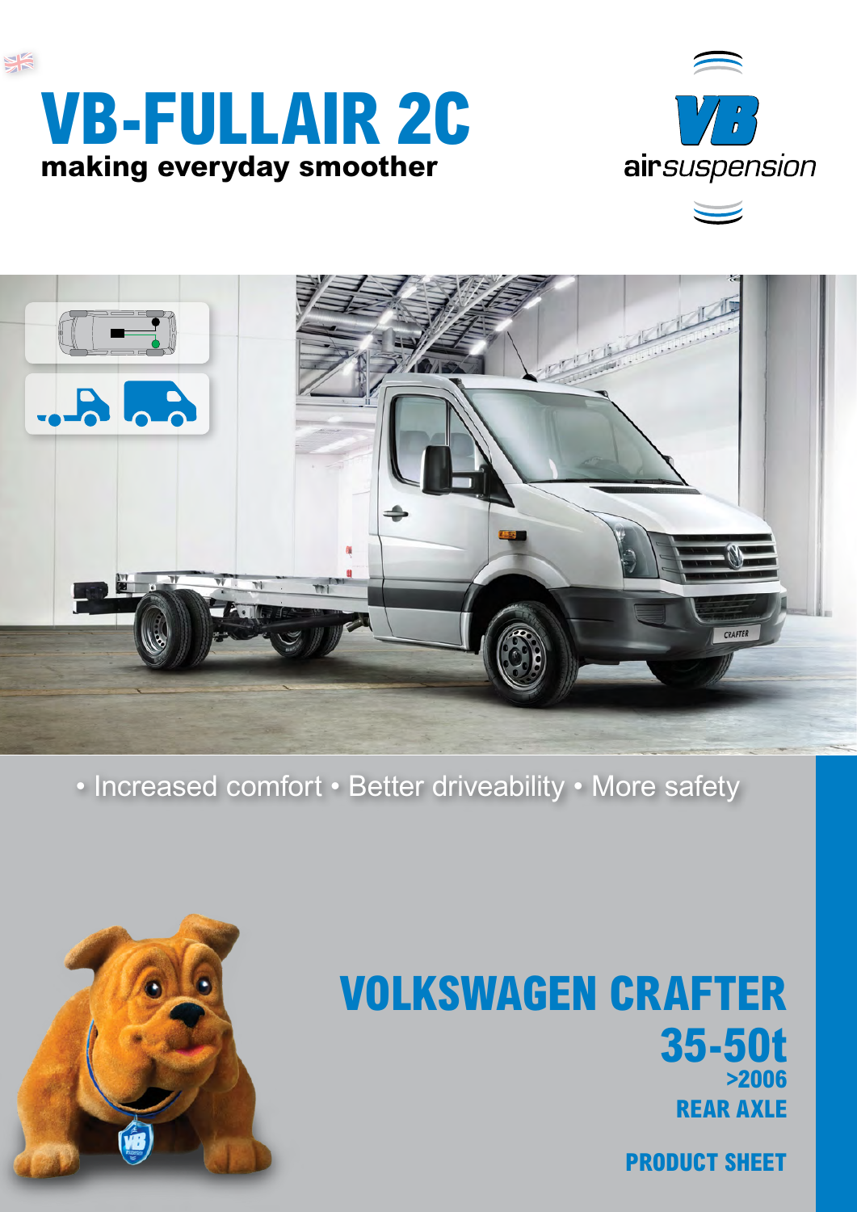# VB-FULLAIR 2C

**making everyday smoother**

VB airsuspension

• Increased comfort • Better driveability • More safety

## VOLKSWAGEN CRAFTER

## 35-50t

**>2006**

**REAR AXLE**

**PRODUCT SHEET**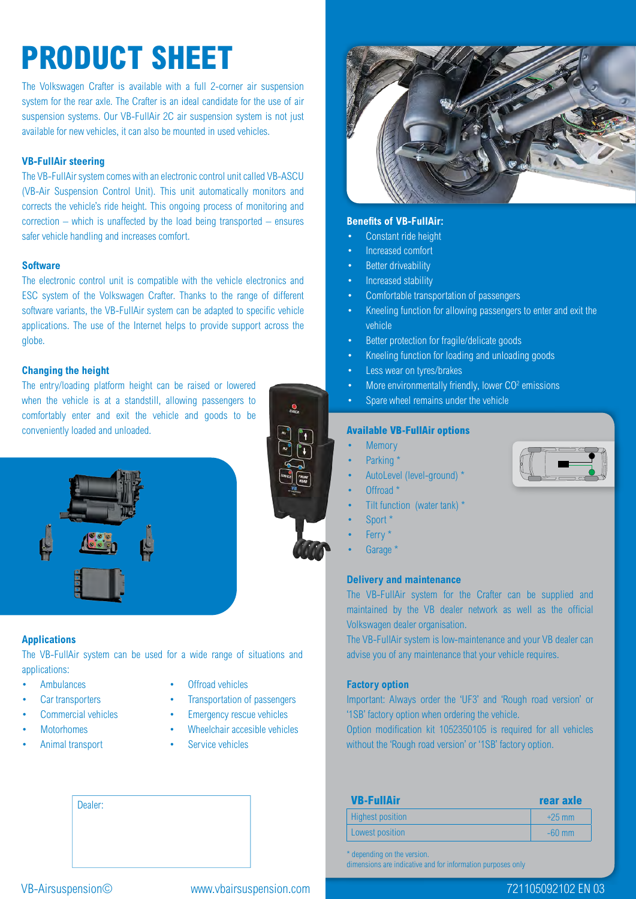# PRODUCT SHEET

The Volkswagen Crafter is available with a full 2-corner air suspension system for the rear axle. The Crafter is an ideal candidate for the use of air suspension systems. Our VB-FullAir 2C air suspension system is not just available for new vehicles, it can also be mounted in used vehicles.

### VB-FullAir steering

The VB-FullAir system comes with an electronic control unit called VB-ASCU (VB-Air Suspension Control Unit). This unit automatically monitors and corrects the vehicle's ride height. This ongoing process of monitoring and correction – which is unaffected by the load being transported – ensures safer vehicle handling and increases comfort.

### Software

The electronic control unit is compatible with the vehicle electronics and ESC system of the Volkswagen Crafter. Thanks to the range of different software variants, the VB-FullAir system can be adapted to specific vehicle applications. The use of the Internet helps to provide support across the globe.

### Changing the height

The entry/loading platform height can be raised or lowered when the vehicle is at a standstill, allowing passengers to comfortably enter and exit the vehicle and goods to be conveniently loaded and unloaded.

### Applications

The VB-FullAir system can be used for a wide range of situations and applications:

- Ambulances
- Car transporters
- Commercial vehicles
- Motorhomes
- Animal transport
- Offroad vehicles
- Transportation of passengers
- Emergency rescue vehicles
- Wheelchair accesible vehicles
- Service vehicles

Dealer:

### Benefits of VB-FullAir:

- Constant ride height
- Increased comfort
- Better driveability
- Increased stability
- Comfortable transportation of passengers
- Kneeling function for allowing passengers to enter and exit the vehicle
- Better protection for fragile/delicate goods
- Kneeling function for loading and unloading goods
- Less wear on tyres/brakes
- More environmentally friendly, lower $CO^2$ emissions
- Spare wheel remains under the vehicle

### Available VB-FullAir options

- Memory
- Parking *
- AutoLevel (level-ground) *
- Offroad *
- Tilt function (water tank) *
- Sport *
- Ferry *
- Garage *

### Delivery and maintenance

The VB-FullAir system for the Crafter can be supplied and maintained by the VB dealer network as well as the official Volkswagen dealer organisation.

The VB-FullAir system is low-maintenance and your VB dealer can advise you of any maintenance that your vehicle requires.

### Factory option

Important: Always order the 'UF3' and 'Rough road version' or '1SB' factory option when ordering the vehicle.

Option modification kit 1052350105 is required for all vehicles without the 'Rough road version' or '1SB' factory option.

| VB-FullAir | rear axle |
|---|---|
| Highest position | +25 mm |
| Lowest position | -60 mm |

\* depending on the version.
dimensions are indicative and for information purposes only

VB-Airsuspension© www.vbairsuspension.com

721105092102 EN 03